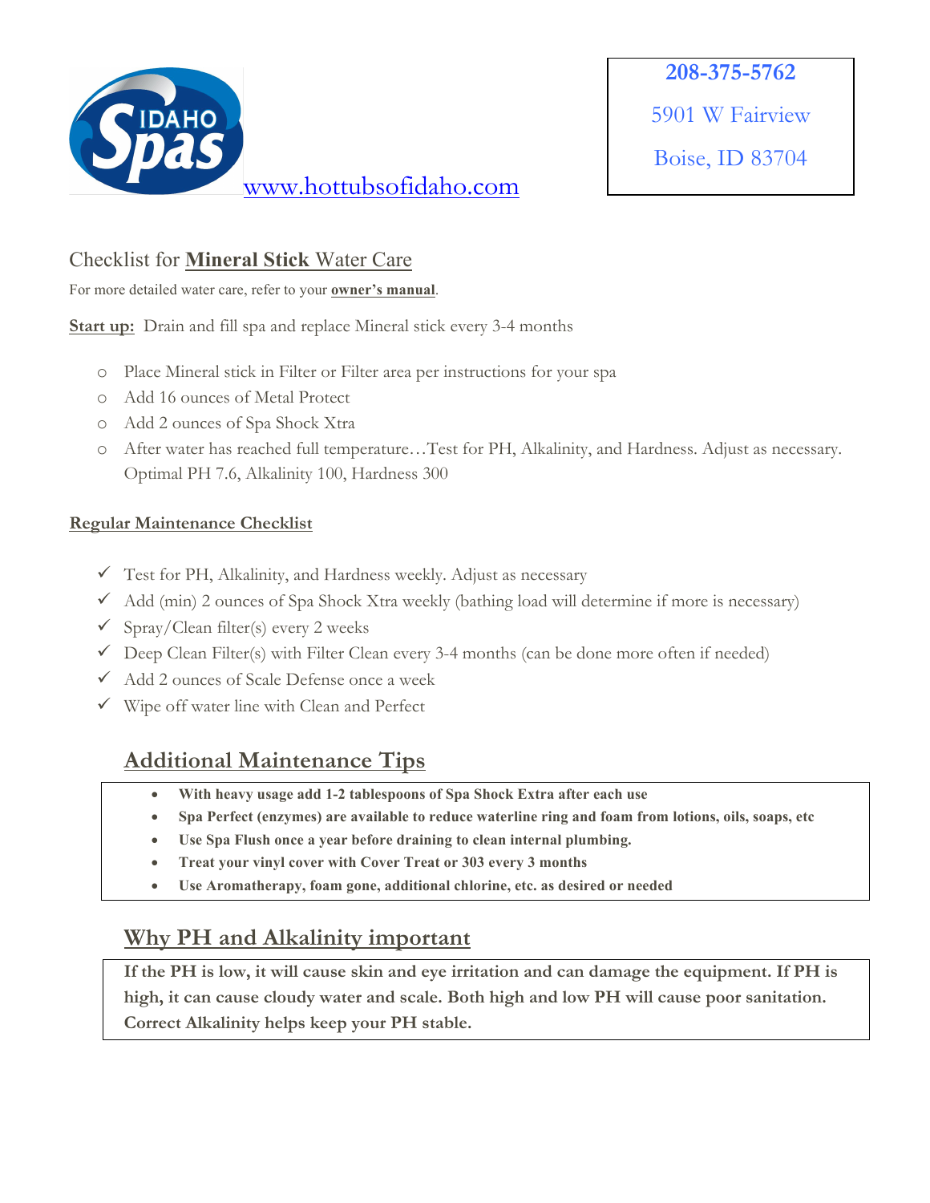IDAHO Spas www.hottubsofidaho.com

**208-375-5762**

5901 W Fairview

Boise, ID 83704

## Checklist for **Mineral Stick** Water Care

For more detailed water care, refer to your **owner's manual**.

**Start up:** Drain and fill spa and replace Mineral stick every 3-4 months

- Place Mineral stick in Filter or Filter area per instructions for your spa
- Add 16 ounces of Metal Protect
- Add 2 ounces of Spa Shock Xtra
- After water has reached full temperature…Test for PH, Alkalinity, and Hardness. Adjust as necessary. Optimal PH 7.6, Alkalinity 100, Hardness 300

**Regular Maintenance Checklist**

- ✓ Test for PH, Alkalinity, and Hardness weekly. Adjust as necessary
- ✓ Add (min) 2 ounces of Spa Shock Xtra weekly (bathing load will determine if more is necessary)
- ✓ Spray/Clean filter(s) every 2 weeks
- ✓ Deep Clean Filter(s) with Filter Clean every 3-4 months (can be done more often if needed)
- ✓ Add 2 ounces of Scale Defense once a week
- ✓ Wipe off water line with Clean and Perfect

## Additional Maintenance Tips

- **With heavy usage add 1-2 tablespoons of Spa Shock Extra after each use**
- **Spa Perfect (enzymes) are available to reduce waterline ring and foam from lotions, oils, soaps, etc**
- **Use Spa Flush once a year before draining to clean internal plumbing.**
- **Treat your vinyl cover with Cover Treat or 303 every 3 months**
- **Use Aromatherapy, foam gone, additional chlorine, etc. as desired or needed**

## Why PH and Alkalinity important

**If the PH is low, it will cause skin and eye irritation and can damage the equipment. If PH is high, it can cause cloudy water and scale. Both high and low PH will cause poor sanitation. Correct Alkalinity helps keep your PH stable.**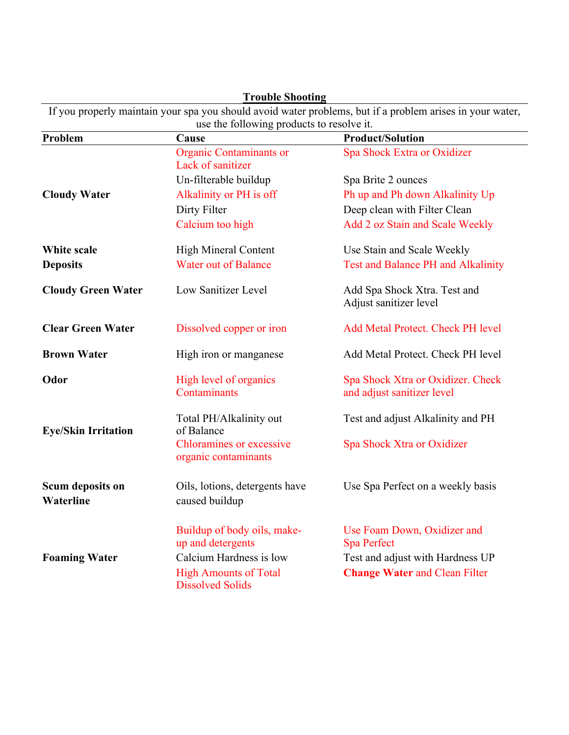## Trouble Shooting

If you properly maintain your spa you should avoid water problems, but if a problem arises in your water, use the following products to resolve it.

| Problem | Cause | Product/Solution |
|---|---|---|
| Cloudy Water | Organic Contaminants or Lack of sanitizer | Spa Shock Extra or Oxidizer |
| | Un-filterable buildup | Spa Brite 2 ounces |
| | Alkalinity or PH is off | Ph up and Ph down Alkalinity Up |
| | Dirty Filter | Deep clean with Filter Clean |
| | Calcium too high | Add 2 oz Stain and Scale Weekly |
| White scale Deposits | High Mineral Content | Use Stain and Scale Weekly |
| | Water out of Balance | Test and Balance PH and Alkalinity |
| Cloudy Green Water | Low Sanitizer Level | Add Spa Shock Xtra. Test and Adjust sanitizer level |
| Clear Green Water | Dissolved copper or iron | Add Metal Protect. Check PH level |
| Brown Water | High iron or manganese | Add Metal Protect. Check PH level |
| Odor | High level of organics Contaminants | Spa Shock Xtra or Oxidizer. Check and adjust sanitizer level |
| Eye/Skin Irritation | Total PH/Alkalinity out of Balance | Test and adjust Alkalinity and PH |
| | Chloramines or excessive organic contaminants | Spa Shock Xtra or Oxidizer |
| Scum deposits on Waterline | Oils, lotions, detergents have caused buildup | Use Spa Perfect on a weekly basis |
| Foaming Water | Buildup of body oils, make-up and detergents | Use Foam Down, Oxidizer and Spa Perfect |
| | Calcium Hardness is low | Test and adjust with Hardness UP |
| | High Amounts of Total Dissolved Solids | **Change Water** and Clean Filter |